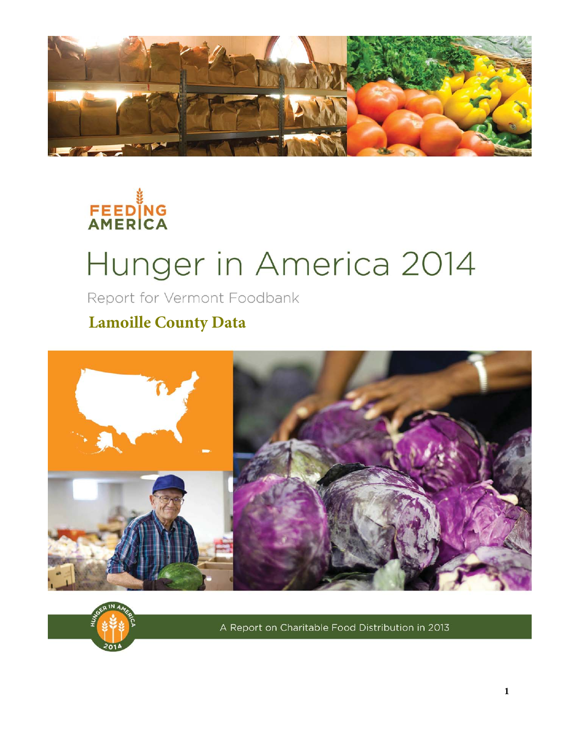FEEDING AMERICA

# Hunger in America 2014

Report for Vermont Foodbank

## Lamoille County Data

HUNGER IN AMERICA 2014

A Report on Charitable Food Distribution in 2013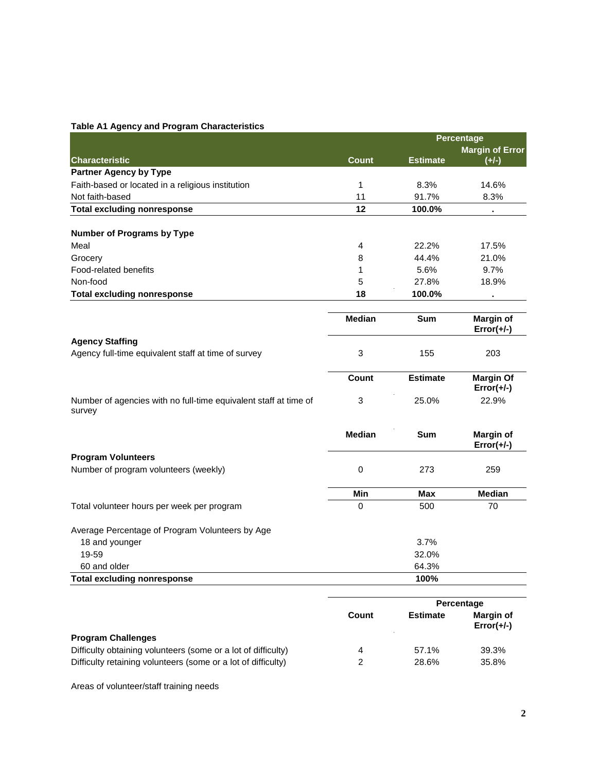**Table A1 Agency and Program Characteristics**

| Characteristic | Count | Percentage Estimate | Margin of Error (+/-) |
|---|---|---|---|
| **Partner Agency by Type** | | | |
| Faith-based or located in a religious institution | 1 | 8.3% | 14.6% |
| Not faith-based | 11 | 91.7% | 8.3% |
| **Total excluding nonresponse** | **12** | **100.0%** | **.** |
| | | | |
| **Number of Programs by Type** | | | |
| Meal | 4 | 22.2% | 17.5% |
| Grocery | 8 | 44.4% | 21.0% |
| Food-related benefits | 1 | 5.6% | 9.7% |
| Non-food | 5 | 27.8% | 18.9% |
| **Total excluding nonresponse** | **18** | **100.0%** | **.** |

| | Median | Sum | Margin of Error(+/-) |
|---|---|---|---|
| **Agency Staffing** | | | |
| Agency full-time equivalent staff at time of survey | 3 | 155 | 203 |

| | Count | Estimate | Margin Of Error(+/-) |
|---|---|---|---|
| Number of agencies with no full-time equivalent staff at time of survey | 3 | 25.0% | 22.9% |

| | Median | Sum | Margin of Error(+/-) |
|---|---|---|---|
| **Program Volunteers** | | | |
| Number of program volunteers (weekly) | 0 | 273 | 259 |

| | Min | Max | Median |
|---|---|---|---|
| Total volunteer hours per week per program | 0 | 500 | 70 |

| | | | |
|---|---|---|---|
| Average Percentage of Program Volunteers by Age | | | |
| 18 and younger | | 3.7% | |
| 19-59 | | 32.0% | |
| 60 and older | | 64.3% | |
| **Total excluding nonresponse** | | **100%** | |

| | Count | Percentage Estimate | Margin of Error(+/-) |
|---|---|---|---|
| **Program Challenges** | | | |
| Difficulty obtaining volunteers (some or a lot of difficulty) | 4 | 57.1% | 39.3% |
| Difficulty retaining volunteers (some or a lot of difficulty) | 2 | 28.6% | 35.8% |

Areas of volunteer/staff training needs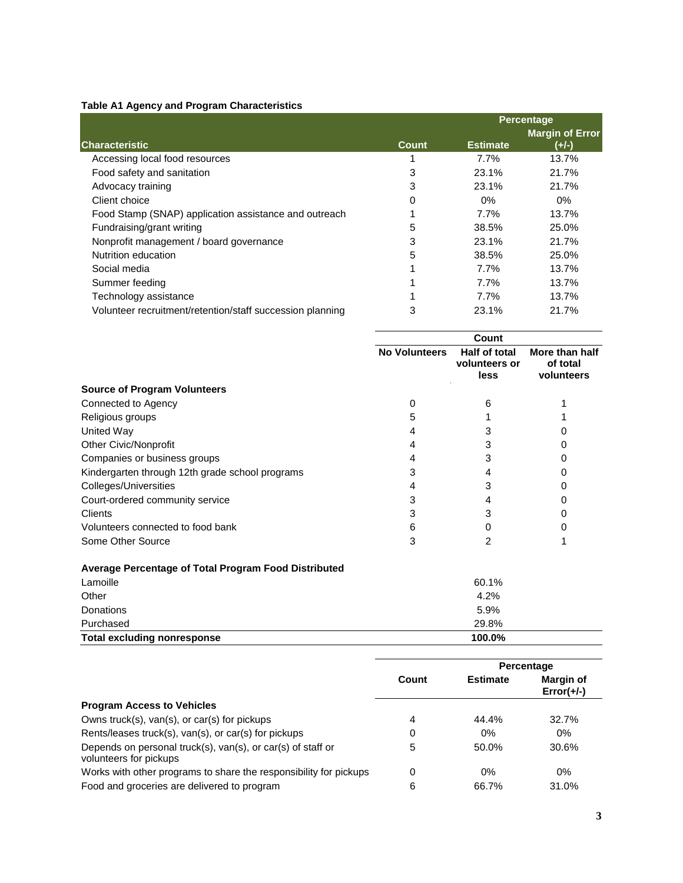**Table A1 Agency and Program Characteristics**

| Characteristic | Count | Percentage Estimate | Margin of Error (+/-) |
|---|---|---|---|
| Accessing local food resources | 1 | 7.7% | 13.7% |
| Food safety and sanitation | 3 | 23.1% | 21.7% |
| Advocacy training | 3 | 23.1% | 21.7% |
| Client choice | 0 | 0% | 0% |
| Food Stamp (SNAP) application assistance and outreach | 1 | 7.7% | 13.7% |
| Fundraising/grant writing | 5 | 38.5% | 25.0% |
| Nonprofit management / board governance | 3 | 23.1% | 21.7% |
| Nutrition education | 5 | 38.5% | 25.0% |
| Social media | 1 | 7.7% | 13.7% |
| Summer feeding | 1 | 7.7% | 13.7% |
| Technology assistance | 1 | 7.7% | 13.7% |
| Volunteer recruitment/retention/staff succession planning | 3 | 23.1% | 21.7% |

| Source of Program Volunteers | Count: No Volunteers | Count: Half of total volunteers or less | Count: More than half of total volunteers |
|---|---|---|---|
| Connected to Agency | 0 | 6 | 1 |
| Religious groups | 5 | 1 | 1 |
| United Way | 4 | 3 | 0 |
| Other Civic/Nonprofit | 4 | 3 | 0 |
| Companies or business groups | 4 | 3 | 0 |
| Kindergarten through 12th grade school programs | 3 | 4 | 0 |
| Colleges/Universities | 4 | 3 | 0 |
| Court-ordered community service | 3 | 4 | 0 |
| Clients | 3 | 3 | 0 |
| Volunteers connected to food bank | 6 | 0 | 0 |
| Some Other Source | 3 | 2 | 1 |

| Average Percentage of Total Program Food Distributed | |
|---|---|
| Lamoille | 60.1% |
| Other | 4.2% |
| Donations | 5.9% |
| Purchased | 29.8% |
| **Total excluding nonresponse** | **100.0%** |

| Program Access to Vehicles | Count | Percentage Estimate | Margin of Error(+/-) |
|---|---|---|---|
| Owns truck(s), van(s), or car(s) for pickups | 4 | 44.4% | 32.7% |
| Rents/leases truck(s), van(s), or car(s) for pickups | 0 | 0% | 0% |
| Depends on personal truck(s), van(s), or car(s) of staff or volunteers for pickups | 5 | 50.0% | 30.6% |
| Works with other programs to share the responsibility for pickups | 0 | 0% | 0% |
| Food and groceries are delivered to program | 6 | 66.7% | 31.0% |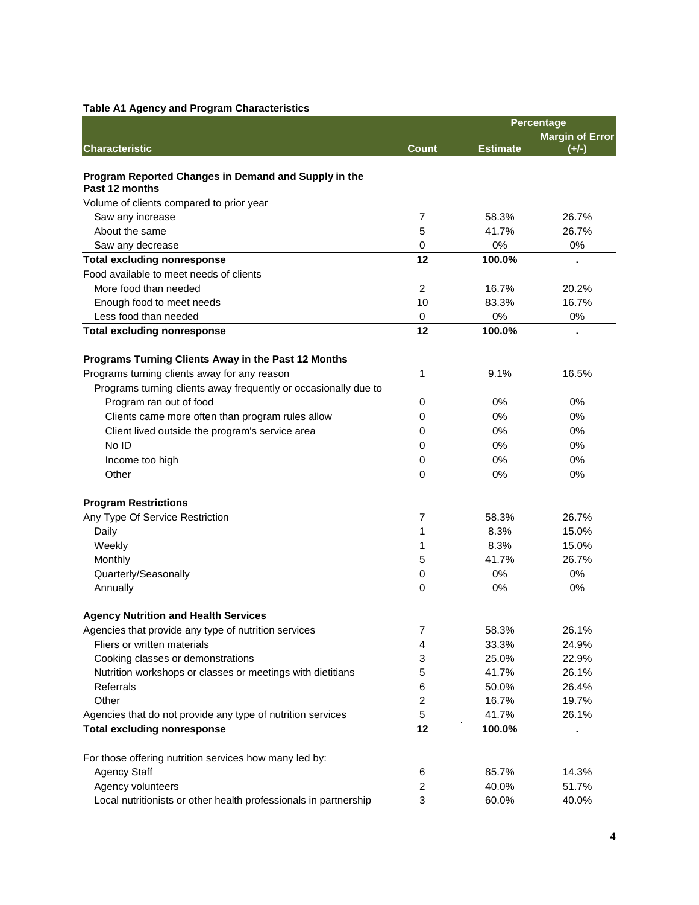**Table A1 Agency and Program Characteristics**

| Characteristic | Count | Percentage Estimate | Percentage Margin of Error (+/-) |
|---|---|---|---|
| **Program Reported Changes in Demand and Supply in the Past 12 months** | | | |
| Volume of clients compared to prior year | | | |
| Saw any increase | 7 | 58.3% | 26.7% |
| About the same | 5 | 41.7% | 26.7% |
| Saw any decrease | 0 | 0% | 0% |
| **Total excluding nonresponse** | **12** | **100.0%** | **.** |
| Food available to meet needs of clients | | | |
| More food than needed | 2 | 16.7% | 20.2% |
| Enough food to meet needs | 10 | 83.3% | 16.7% |
| Less food than needed | 0 | 0% | 0% |
| **Total excluding nonresponse** | **12** | **100.0%** | **.** |
| **Programs Turning Clients Away in the Past 12 Months** | | | |
| Programs turning clients away for any reason | 1 | 9.1% | 16.5% |
| Programs turning clients away frequently or occasionally due to | | | |
| Program ran out of food | 0 | 0% | 0% |
| Clients came more often than program rules allow | 0 | 0% | 0% |
| Client lived outside the program's service area | 0 | 0% | 0% |
| No ID | 0 | 0% | 0% |
| Income too high | 0 | 0% | 0% |
| Other | 0 | 0% | 0% |
| **Program Restrictions** | | | |
| Any Type Of Service Restriction | 7 | 58.3% | 26.7% |
| Daily | 1 | 8.3% | 15.0% |
| Weekly | 1 | 8.3% | 15.0% |
| Monthly | 5 | 41.7% | 26.7% |
| Quarterly/Seasonally | 0 | 0% | 0% |
| Annually | 0 | 0% | 0% |
| **Agency Nutrition and Health Services** | | | |
| Agencies that provide any type of nutrition services | 7 | 58.3% | 26.1% |
| Fliers or written materials | 4 | 33.3% | 24.9% |
| Cooking classes or demonstrations | 3 | 25.0% | 22.9% |
| Nutrition workshops or classes or meetings with dietitians | 5 | 41.7% | 26.1% |
| Referrals | 6 | 50.0% | 26.4% |
| Other | 2 | 16.7% | 19.7% |
| Agencies that do not provide any type of nutrition services | 5 | 41.7% | 26.1% |
| **Total excluding nonresponse** | **12** | **100.0%** | **.** |
| For those offering nutrition services how many led by: | | | |
| Agency Staff | 6 | 85.7% | 14.3% |
| Agency volunteers | 2 | 40.0% | 51.7% |
| Local nutritionists or other health professionals in partnership | 3 | 60.0% | 40.0% |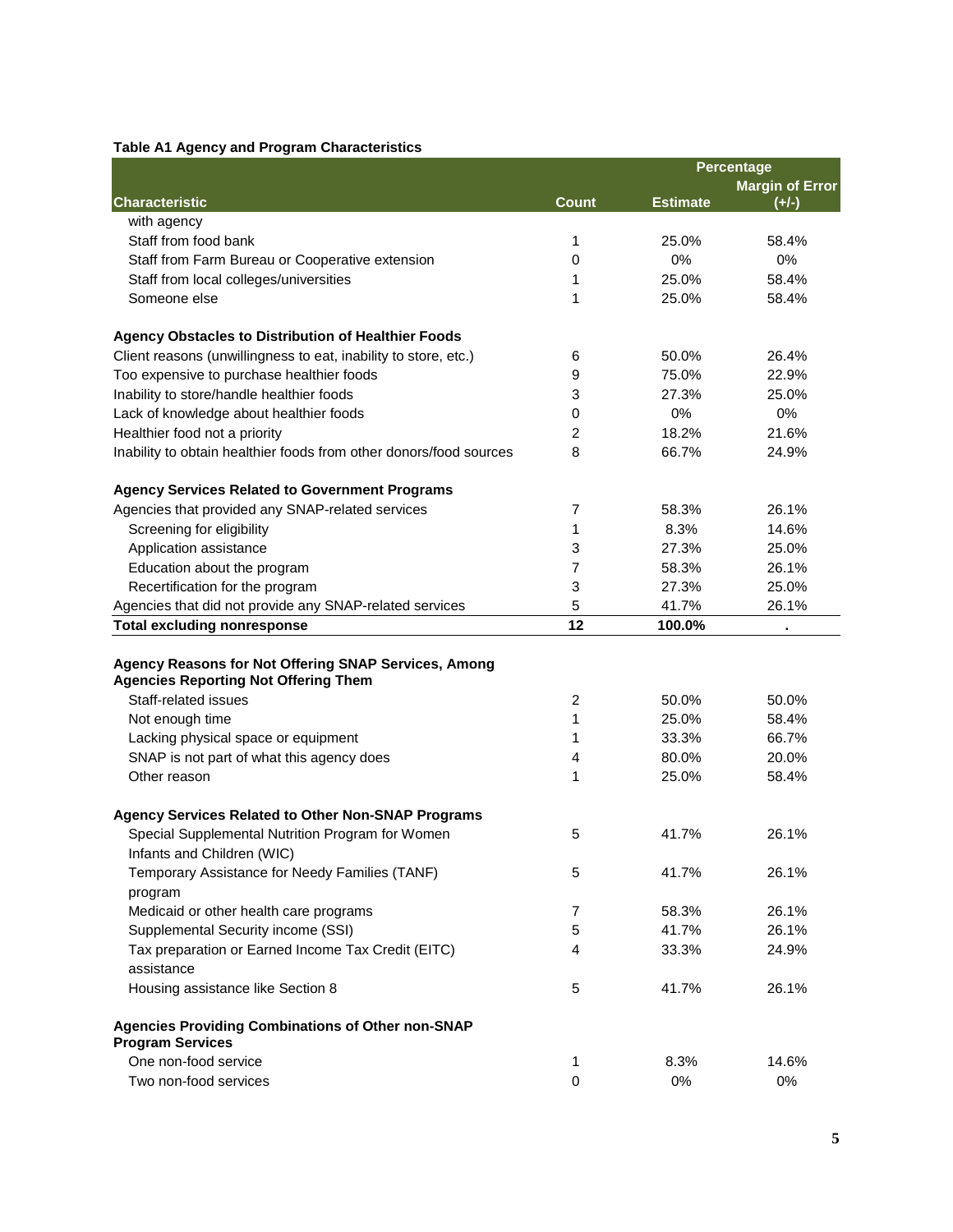**Table A1 Agency and Program Characteristics**

| Characteristic | Count | Percentage Estimate | Percentage Margin of Error (+/-) |
|---|---|---|---|
| with agency | | | |
| Staff from food bank | 1 | 25.0% | 58.4% |
| Staff from Farm Bureau or Cooperative extension | 0 | 0% | 0% |
| Staff from local colleges/universities | 1 | 25.0% | 58.4% |
| Someone else | 1 | 25.0% | 58.4% |
| **Agency Obstacles to Distribution of Healthier Foods** | | | |
| Client reasons (unwillingness to eat, inability to store, etc.) | 6 | 50.0% | 26.4% |
| Too expensive to purchase healthier foods | 9 | 75.0% | 22.9% |
| Inability to store/handle healthier foods | 3 | 27.3% | 25.0% |
| Lack of knowledge about healthier foods | 0 | 0% | 0% |
| Healthier food not a priority | 2 | 18.2% | 21.6% |
| Inability to obtain healthier foods from other donors/food sources | 8 | 66.7% | 24.9% |
| **Agency Services Related to Government Programs** | | | |
| Agencies that provided any SNAP-related services | 7 | 58.3% | 26.1% |
| Screening for eligibility | 1 | 8.3% | 14.6% |
| Application assistance | 3 | 27.3% | 25.0% |
| Education about the program | 7 | 58.3% | 26.1% |
| Recertification for the program | 3 | 27.3% | 25.0% |
| Agencies that did not provide any SNAP-related services | 5 | 41.7% | 26.1% |
| **Total excluding nonresponse** | **12** | **100.0%** | **.** |
| **Agency Reasons for Not Offering SNAP Services, Among Agencies Reporting Not Offering Them** | | | |
| Staff-related issues | 2 | 50.0% | 50.0% |
| Not enough time | 1 | 25.0% | 58.4% |
| Lacking physical space or equipment | 1 | 33.3% | 66.7% |
| SNAP is not part of what this agency does | 4 | 80.0% | 20.0% |
| Other reason | 1 | 25.0% | 58.4% |
| **Agency Services Related to Other Non-SNAP Programs** | | | |
| Special Supplemental Nutrition Program for Women Infants and Children (WIC) | 5 | 41.7% | 26.1% |
| Temporary Assistance for Needy Families (TANF) program | 5 | 41.7% | 26.1% |
| Medicaid or other health care programs | 7 | 58.3% | 26.1% |
| Supplemental Security income (SSI) | 5 | 41.7% | 26.1% |
| Tax preparation or Earned Income Tax Credit (EITC) assistance | 4 | 33.3% | 24.9% |
| Housing assistance like Section 8 | 5 | 41.7% | 26.1% |
| **Agencies Providing Combinations of Other non-SNAP Program Services** | | | |
| One non-food service | 1 | 8.3% | 14.6% |
| Two non-food services | 0 | 0% | 0% |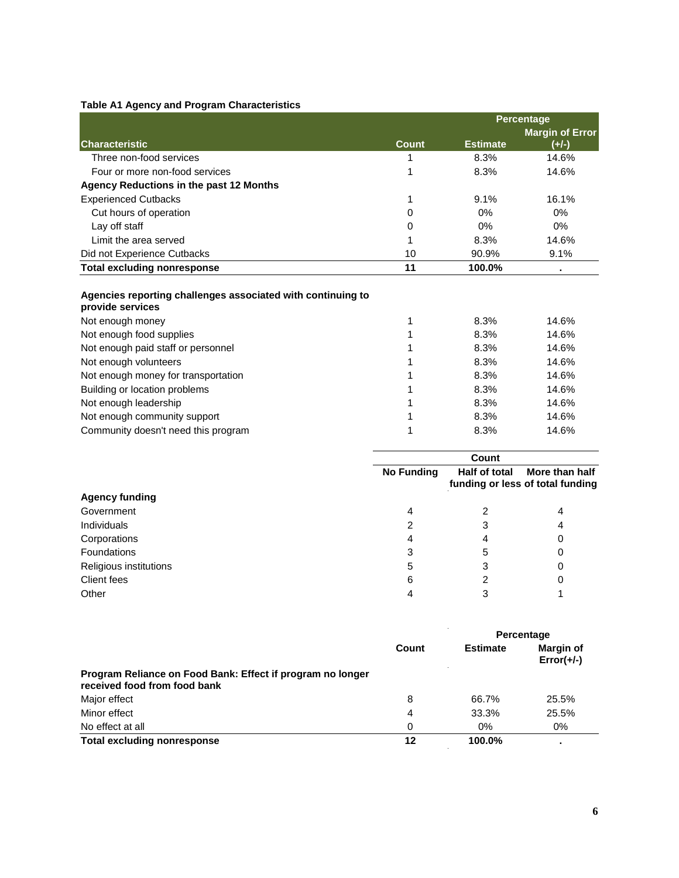**Table A1 Agency and Program Characteristics**

| Characteristic | Count | Percentage Estimate | Percentage Margin of Error (+/-) |
|---|---|---|---|
| Three non-food services | 1 | 8.3% | 14.6% |
| Four or more non-food services | 1 | 8.3% | 14.6% |
| **Agency Reductions in the past 12 Months** | | | |
| Experienced Cutbacks | 1 | 9.1% | 16.1% |
| Cut hours of operation | 0 | 0% | 0% |
| Lay off staff | 0 | 0% | 0% |
| Limit the area served | 1 | 8.3% | 14.6% |
| Did not Experience Cutbacks | 10 | 90.9% | 9.1% |
| **Total excluding nonresponse** | **11** | **100.0%** | **.** |
| **Agencies reporting challenges associated with continuing to provide services** | | | |
| Not enough money | 1 | 8.3% | 14.6% |
| Not enough food supplies | 1 | 8.3% | 14.6% |
| Not enough paid staff or personnel | 1 | 8.3% | 14.6% |
| Not enough volunteers | 1 | 8.3% | 14.6% |
| Not enough money for transportation | 1 | 8.3% | 14.6% |
| Building or location problems | 1 | 8.3% | 14.6% |
| Not enough leadership | 1 | 8.3% | 14.6% |
| Not enough community support | 1 | 8.3% | 14.6% |
| Community doesn't need this program | 1 | 8.3% | 14.6% |

| | Count | | |
|---|---|---|---|
| | **No Funding** | **Half of total funding or less** | **More than half of total funding** |
| **Agency funding** | | | |
| Government | 4 | 2 | 4 |
| Individuals | 2 | 3 | 4 |
| Corporations | 4 | 4 | 0 |
| Foundations | 3 | 5 | 0 |
| Religious institutions | 5 | 3 | 0 |
| Client fees | 6 | 2 | 0 |
| Other | 4 | 3 | 1 |

| | Count | Percentage Estimate | Percentage Margin of Error(+/-) |
|---|---|---|---|
| **Program Reliance on Food Bank: Effect if program no longer received food from food bank** | | | |
| Major effect | 8 | 66.7% | 25.5% |
| Minor effect | 4 | 33.3% | 25.5% |
| No effect at all | 0 | 0% | 0% |
| **Total excluding nonresponse** | **12** | **100.0%** | **.** |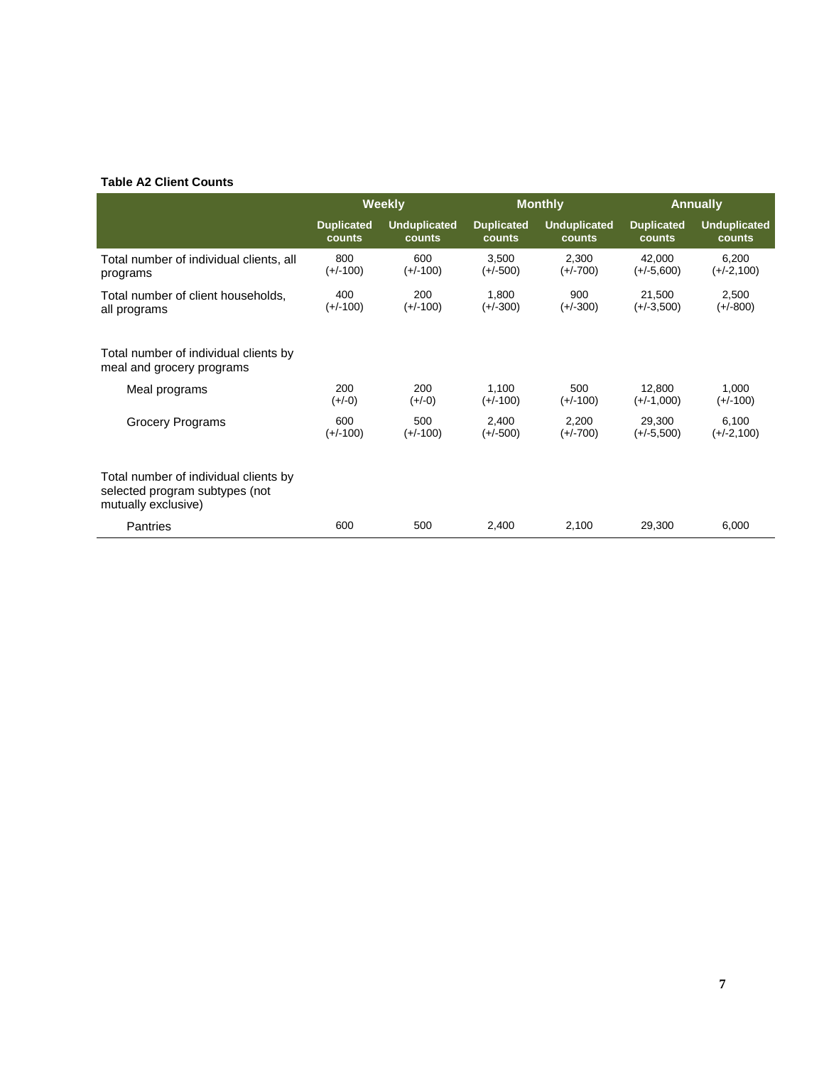**Table A2 Client Counts**

| | Weekly | | Monthly | | Annually | |
|---|---|---|---|---|---|---|
| | Duplicated counts | Unduplicated counts | Duplicated counts | Unduplicated counts | Duplicated counts | Unduplicated counts |
| Total number of individual clients, all programs | 800 (+/-100) | 600 (+/-100) | 3,500 (+/-500) | 2,300 (+/-700) | 42,000 (+/-5,600) | 6,200 (+/-2,100) |
| Total number of client households, all programs | 400 (+/-100) | 200 (+/-100) | 1,800 (+/-300) | 900 (+/-300) | 21,500 (+/-3,500) | 2,500 (+/-800) |
| Total number of individual clients by meal and grocery programs | | | | | | |
| Meal programs | 200 (+/-0) | 200 (+/-0) | 1,100 (+/-100) | 500 (+/-100) | 12,800 (+/-1,000) | 1,000 (+/-100) |
| Grocery Programs | 600 (+/-100) | 500 (+/-100) | 2,400 (+/-500) | 2,200 (+/-700) | 29,300 (+/-5,500) | 6,100 (+/-2,100) |
| Total number of individual clients by selected program subtypes (not mutually exclusive) | | | | | | |
| Pantries | 600 | 500 | 2,400 | 2,100 | 29,300 | 6,000 |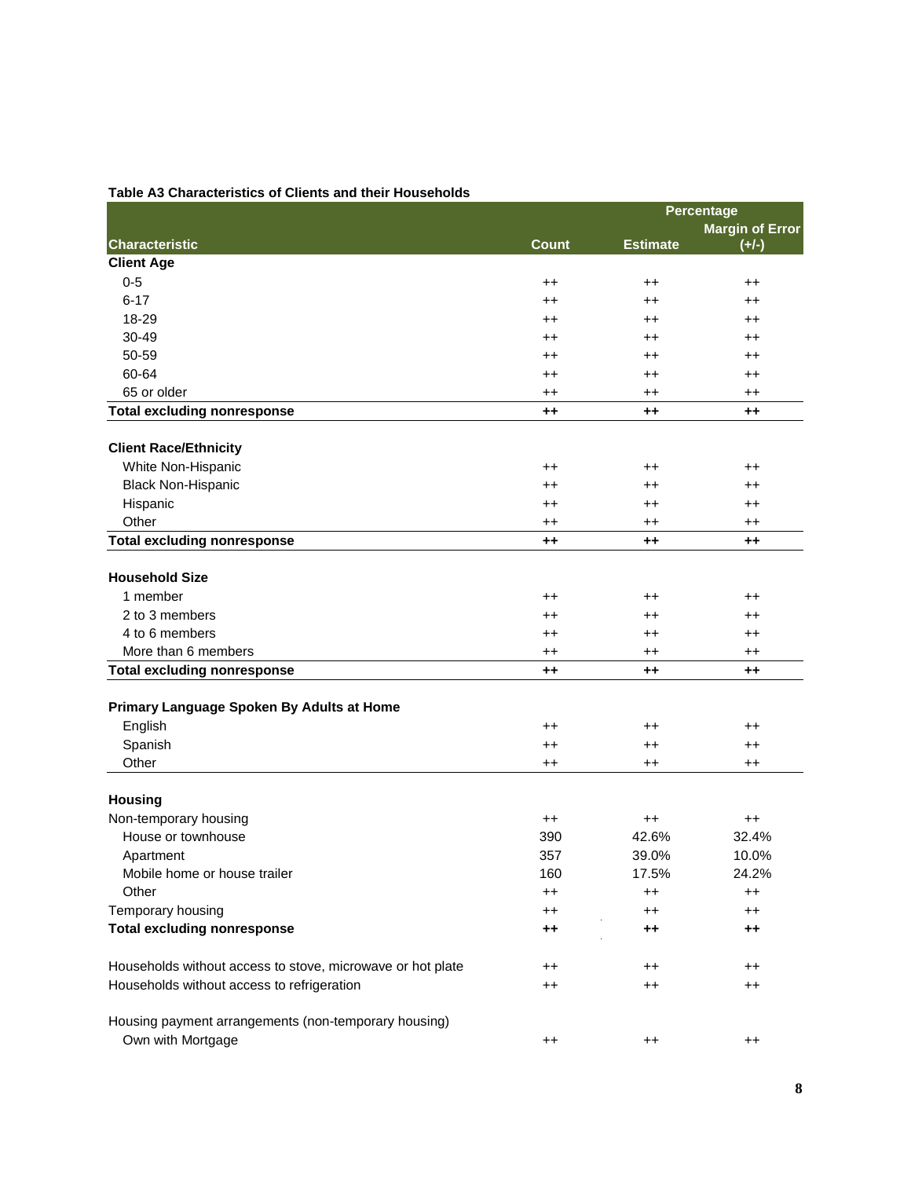**Table A3 Characteristics of Clients and their Households**

| Characteristic | Count | Percentage Estimate | Percentage Margin of Error (+/-) |
|---|---|---|---|
| **Client Age** | | | |
| 0-5 | ++ | ++ | ++ |
| 6-17 | ++ | ++ | ++ |
| 18-29 | ++ | ++ | ++ |
| 30-49 | ++ | ++ | ++ |
| 50-59 | ++ | ++ | ++ |
| 60-64 | ++ | ++ | ++ |
| 65 or older | ++ | ++ | ++ |
| **Total excluding nonresponse** | **++** | **++** | **++** |
| | | | |
| **Client Race/Ethnicity** | | | |
| White Non-Hispanic | ++ | ++ | ++ |
| Black Non-Hispanic | ++ | ++ | ++ |
| Hispanic | ++ | ++ | ++ |
| Other | ++ | ++ | ++ |
| **Total excluding nonresponse** | **++** | **++** | **++** |
| | | | |
| **Household Size** | | | |
| 1 member | ++ | ++ | ++ |
| 2 to 3 members | ++ | ++ | ++ |
| 4 to 6 members | ++ | ++ | ++ |
| More than 6 members | ++ | ++ | ++ |
| **Total excluding nonresponse** | **++** | **++** | **++** |
| | | | |
| **Primary Language Spoken By Adults at Home** | | | |
| English | ++ | ++ | ++ |
| Spanish | ++ | ++ | ++ |
| Other | ++ | ++ | ++ |
| | | | |
| **Housing** | | | |
| Non-temporary housing | ++ | ++ | ++ |
| House or townhouse | 390 | 42.6% | 32.4% |
| Apartment | 357 | 39.0% | 10.0% |
| Mobile home or house trailer | 160 | 17.5% | 24.2% |
| Other | ++ | ++ | ++ |
| Temporary housing | ++ | ++ | ++ |
| **Total excluding nonresponse** | **++** | **++** | **++** |
| | | | |
| Households without access to stove, microwave or hot plate | ++ | ++ | ++ |
| Households without access to refrigeration | ++ | ++ | ++ |
| | | | |
| Housing payment arrangements (non-temporary housing) | | | |
| Own with Mortgage | ++ | ++ | ++ |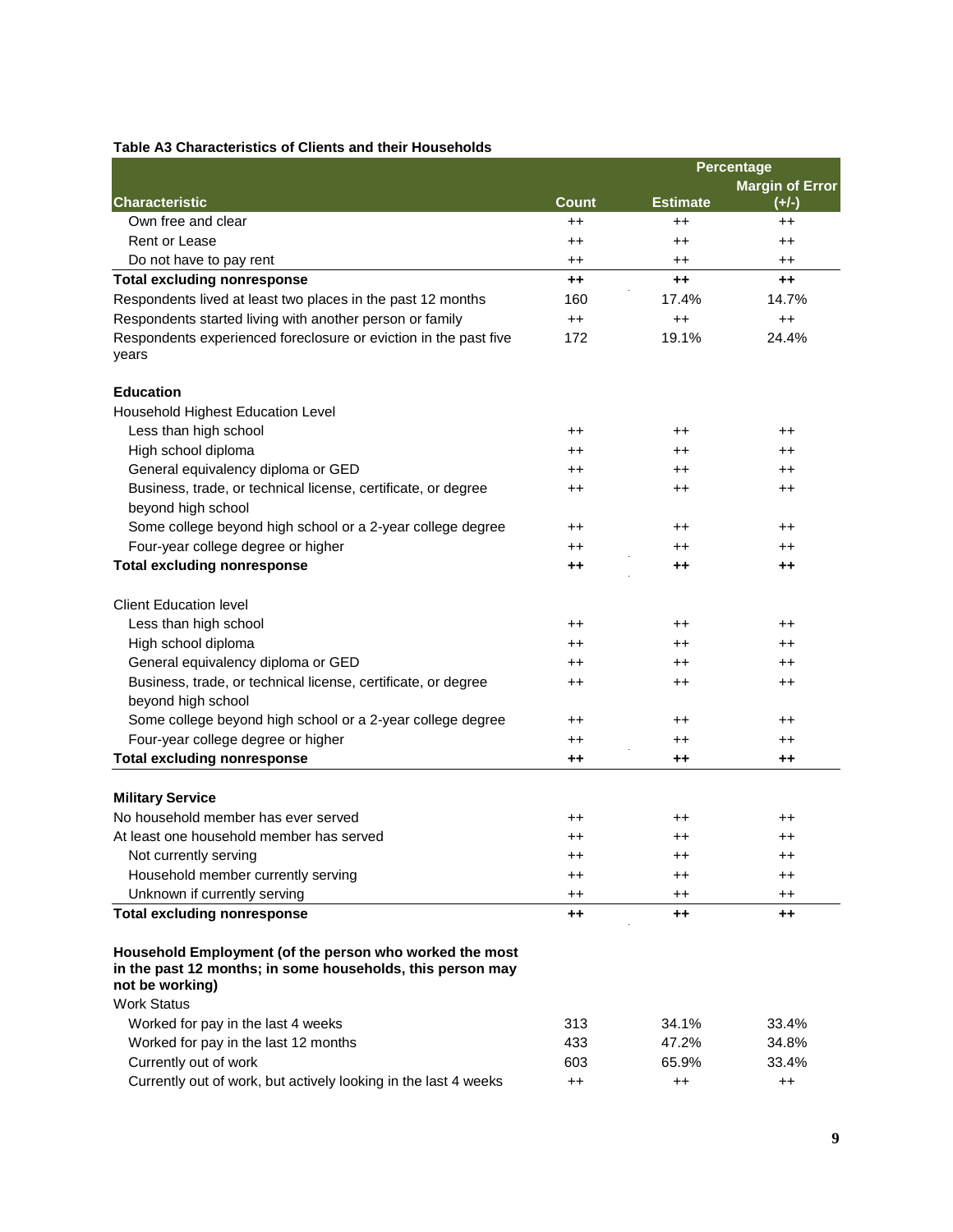**Table A3 Characteristics of Clients and their Households**

| Characteristic | Count | Percentage Estimate | Margin of Error (+/-) |
|---|---|---|---|
| Own free and clear | ++ | ++ | ++ |
| Rent or Lease | ++ | ++ | ++ |
| Do not have to pay rent | ++ | ++ | ++ |
| **Total excluding nonresponse** | **++** | **++** | **++** |
| Respondents lived at least two places in the past 12 months | 160 | 17.4% | 14.7% |
| Respondents started living with another person or family | ++ | ++ | ++ |
| Respondents experienced foreclosure or eviction in the past five years | 172 | 19.1% | 24.4% |
| **Education** | | | |
| Household Highest Education Level | | | |
| Less than high school | ++ | ++ | ++ |
| High school diploma | ++ | ++ | ++ |
| General equivalency diploma or GED | ++ | ++ | ++ |
| Business, trade, or technical license, certificate, or degree beyond high school | ++ | ++ | ++ |
| Some college beyond high school or a 2-year college degree | ++ | ++ | ++ |
| Four-year college degree or higher | ++ | ++ | ++ |
| **Total excluding nonresponse** | **++** | **++** | **++** |
| Client Education level | | | |
| Less than high school | ++ | ++ | ++ |
| High school diploma | ++ | ++ | ++ |
| General equivalency diploma or GED | ++ | ++ | ++ |
| Business, trade, or technical license, certificate, or degree beyond high school | ++ | ++ | ++ |
| Some college beyond high school or a 2-year college degree | ++ | ++ | ++ |
| Four-year college degree or higher | ++ | ++ | ++ |
| **Total excluding nonresponse** | **++** | **++** | **++** |
| **Military Service** | | | |
| No household member has ever served | ++ | ++ | ++ |
| At least one household member has served | ++ | ++ | ++ |
| Not currently serving | ++ | ++ | ++ |
| Household member currently serving | ++ | ++ | ++ |
| Unknown if currently serving | ++ | ++ | ++ |
| **Total excluding nonresponse** | **++** | **++** | **++** |
| **Household Employment (of the person who worked the most in the past 12 months; in some households, this person may not be working)** | | | |
| Work Status | | | |
| Worked for pay in the last 4 weeks | 313 | 34.1% | 33.4% |
| Worked for pay in the last 12 months | 433 | 47.2% | 34.8% |
| Currently out of work | 603 | 65.9% | 33.4% |
| Currently out of work, but actively looking in the last 4 weeks | ++ | ++ | ++ |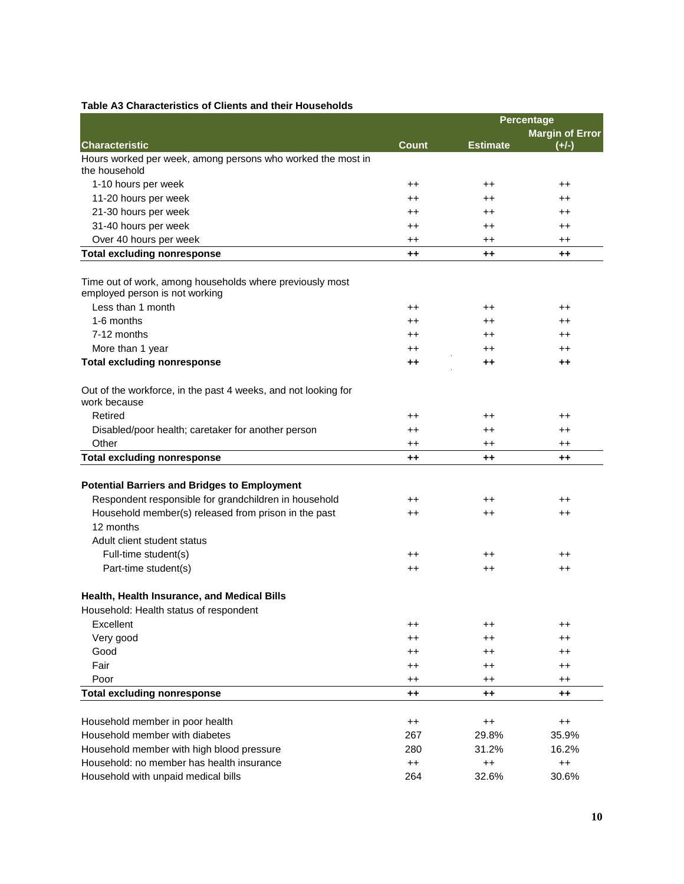**Table A3 Characteristics of Clients and their Households**

| Characteristic | Count | Percentage Estimate | Percentage Margin of Error (+/-) |
|---|---|---|---|
| Hours worked per week, among persons who worked the most in the household | | | |
| 1-10 hours per week | ++ | ++ | ++ |
| 11-20 hours per week | ++ | ++ | ++ |
| 21-30 hours per week | ++ | ++ | ++ |
| 31-40 hours per week | ++ | ++ | ++ |
| Over 40 hours per week | ++ | ++ | ++ |
| **Total excluding nonresponse** | **++** | **++** | **++** |
| | | | |
| Time out of work, among households where previously most employed person is not working | | | |
| Less than 1 month | ++ | ++ | ++ |
| 1-6 months | ++ | ++ | ++ |
| 7-12 months | ++ | ++ | ++ |
| More than 1 year | ++ | ++ | ++ |
| **Total excluding nonresponse** | **++** | **++** | **++** |
| | | | |
| Out of the workforce, in the past 4 weeks, and not looking for work because | | | |
| Retired | ++ | ++ | ++ |
| Disabled/poor health; caretaker for another person | ++ | ++ | ++ |
| Other | ++ | ++ | ++ |
| **Total excluding nonresponse** | **++** | **++** | **++** |
| | | | |
| **Potential Barriers and Bridges to Employment** | | | |
| Respondent responsible for grandchildren in household | ++ | ++ | ++ |
| Household member(s) released from prison in the past 12 months | ++ | ++ | ++ |
| Adult client student status | | | |
| Full-time student(s) | ++ | ++ | ++ |
| Part-time student(s) | ++ | ++ | ++ |
| | | | |
| **Health, Health Insurance, and Medical Bills** | | | |
| Household: Health status of respondent | | | |
| Excellent | ++ | ++ | ++ |
| Very good | ++ | ++ | ++ |
| Good | ++ | ++ | ++ |
| Fair | ++ | ++ | ++ |
| Poor | ++ | ++ | ++ |
| **Total excluding nonresponse** | **++** | **++** | **++** |
| | | | |
| Household member in poor health | ++ | ++ | ++ |
| Household member with diabetes | 267 | 29.8% | 35.9% |
| Household member with high blood pressure | 280 | 31.2% | 16.2% |
| Household: no member has health insurance | ++ | ++ | ++ |
| Household with unpaid medical bills | 264 | 32.6% | 30.6% |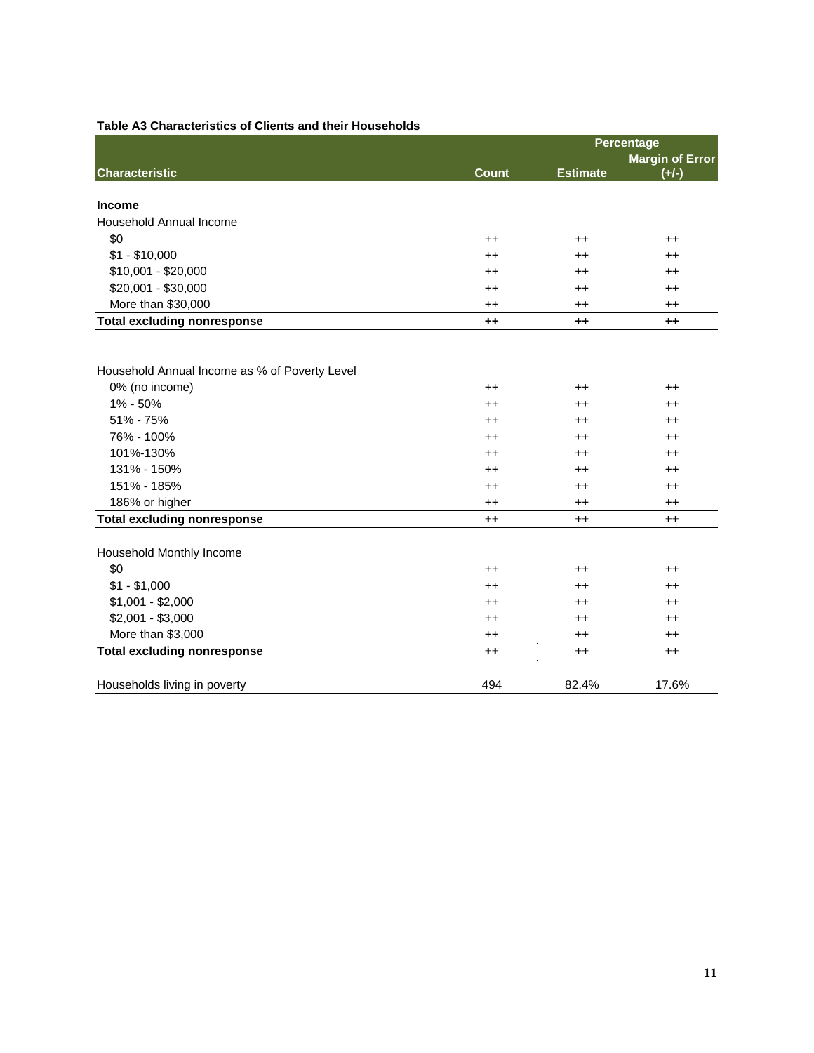**Table A3 Characteristics of Clients and their Households**

| Characteristic | Count | Percentage | |
|---|---|---|---|
| | | Estimate | Margin of Error (+/-) |
| **Income** | | | |
| Household Annual Income | | | |
| $0 | ++ | ++ | ++ |
| $1 - $10,000 | ++ | ++ | ++ |
| $10,001 - $20,000 | ++ | ++ | ++ |
| $20,001 - $30,000 | ++ | ++ | ++ |
| More than $30,000 | ++ | ++ | ++ |
| **Total excluding nonresponse** | **++** | **++** | **++** |
| | | | |
| Household Annual Income as % of Poverty Level | | | |
| 0% (no income) | ++ | ++ | ++ |
| 1% - 50% | ++ | ++ | ++ |
| 51% - 75% | ++ | ++ | ++ |
| 76% - 100% | ++ | ++ | ++ |
| 101%-130% | ++ | ++ | ++ |
| 131% - 150% | ++ | ++ | ++ |
| 151% - 185% | ++ | ++ | ++ |
| 186% or higher | ++ | ++ | ++ |
| **Total excluding nonresponse** | **++** | **++** | **++** |
| | | | |
| Household Monthly Income | | | |
| $0 | ++ | ++ | ++ |
| $1 - $1,000 | ++ | ++ | ++ |
| $1,001 - $2,000 | ++ | ++ | ++ |
| $2,001 - $3,000 | ++ | ++ | ++ |
| More than $3,000 | ++ | ++ | ++ |
| **Total excluding nonresponse** | **++** | **++** | **++** |
| | | | |
| Households living in poverty | 494 | 82.4% | 17.6% |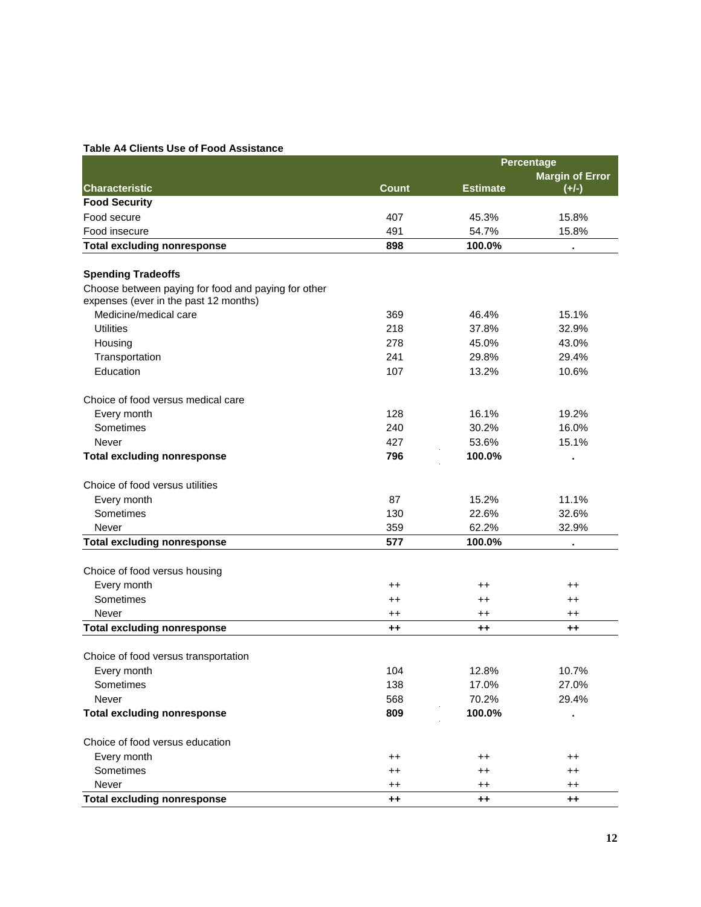**Table A4 Clients Use of Food Assistance**

| Characteristic | Count | Percentage | |
|---|---|---|---|
| | | Estimate | Margin of Error (+/-) |
| **Food Security** | | | |
| Food secure | 407 | 45.3% | 15.8% |
| Food insecure | 491 | 54.7% | 15.8% |
| **Total excluding nonresponse** | **898** | **100.0%** | **.** |
| | | | |
| **Spending Tradeoffs** | | | |
| Choose between paying for food and paying for other expenses (ever in the past 12 months) | | | |
| Medicine/medical care | 369 | 46.4% | 15.1% |
| Utilities | 218 | 37.8% | 32.9% |
| Housing | 278 | 45.0% | 43.0% |
| Transportation | 241 | 29.8% | 29.4% |
| Education | 107 | 13.2% | 10.6% |
| | | | |
| Choice of food versus medical care | | | |
| Every month | 128 | 16.1% | 19.2% |
| Sometimes | 240 | 30.2% | 16.0% |
| Never | 427 | 53.6% | 15.1% |
| **Total excluding nonresponse** | **796** | **100.0%** | **.** |
| | | | |
| Choice of food versus utilities | | | |
| Every month | 87 | 15.2% | 11.1% |
| Sometimes | 130 | 22.6% | 32.6% |
| Never | 359 | 62.2% | 32.9% |
| **Total excluding nonresponse** | **577** | **100.0%** | **.** |
| | | | |
| Choice of food versus housing | | | |
| Every month | ++ | ++ | ++ |
| Sometimes | ++ | ++ | ++ |
| Never | ++ | ++ | ++ |
| **Total excluding nonresponse** | **++** | **++** | **++** |
| | | | |
| Choice of food versus transportation | | | |
| Every month | 104 | 12.8% | 10.7% |
| Sometimes | 138 | 17.0% | 27.0% |
| Never | 568 | 70.2% | 29.4% |
| **Total excluding nonresponse** | **809** | **100.0%** | **.** |
| | | | |
| Choice of food versus education | | | |
| Every month | ++ | ++ | ++ |
| Sometimes | ++ | ++ | ++ |
| Never | ++ | ++ | ++ |
| **Total excluding nonresponse** | **++** | **++** | **++** |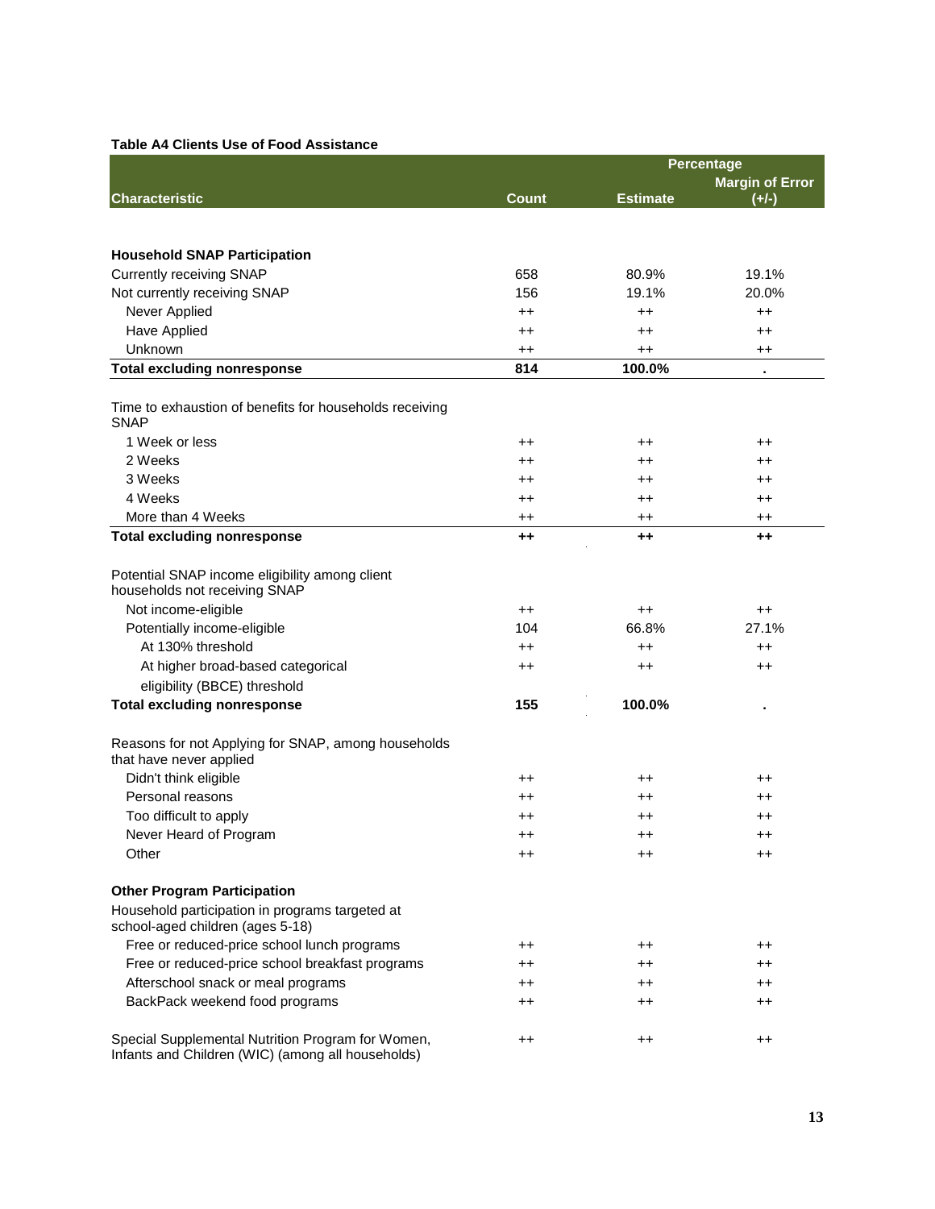**Table A4 Clients Use of Food Assistance**

| Characteristic | Count | Percentage | |
|---|---|---|---|
| | | Estimate | Margin of Error (+/-) |
| **Household SNAP Participation** | | | |
| Currently receiving SNAP | 658 | 80.9% | 19.1% |
| Not currently receiving SNAP | 156 | 19.1% | 20.0% |
| Never Applied | ++ | ++ | ++ |
| Have Applied | ++ | ++ | ++ |
| Unknown | ++ | ++ | ++ |
| **Total excluding nonresponse** | **814** | **100.0%** | **.** |
| Time to exhaustion of benefits for households receiving SNAP | | | |
| 1 Week or less | ++ | ++ | ++ |
| 2 Weeks | ++ | ++ | ++ |
| 3 Weeks | ++ | ++ | ++ |
| 4 Weeks | ++ | ++ | ++ |
| More than 4 Weeks | ++ | ++ | ++ |
| **Total excluding nonresponse** | **++** | **++** | **++** |
| Potential SNAP income eligibility among client households not receiving SNAP | | | |
| Not income-eligible | ++ | ++ | ++ |
| Potentially income-eligible | 104 | 66.8% | 27.1% |
| At 130% threshold | ++ | ++ | ++ |
| At higher broad-based categorical eligibility (BBCE) threshold | ++ | ++ | ++ |
| **Total excluding nonresponse** | **155** | **100.0%** | **.** |
| Reasons for not Applying for SNAP, among households that have never applied | | | |
| Didn't think eligible | ++ | ++ | ++ |
| Personal reasons | ++ | ++ | ++ |
| Too difficult to apply | ++ | ++ | ++ |
| Never Heard of Program | ++ | ++ | ++ |
| Other | ++ | ++ | ++ |
| **Other Program Participation** | | | |
| Household participation in programs targeted at school-aged children (ages 5-18) | | | |
| Free or reduced-price school lunch programs | ++ | ++ | ++ |
| Free or reduced-price school breakfast programs | ++ | ++ | ++ |
| Afterschool snack or meal programs | ++ | ++ | ++ |
| BackPack weekend food programs | ++ | ++ | ++ |
| Special Supplemental Nutrition Program for Women, Infants and Children (WIC) (among all households) | ++ | ++ | ++ |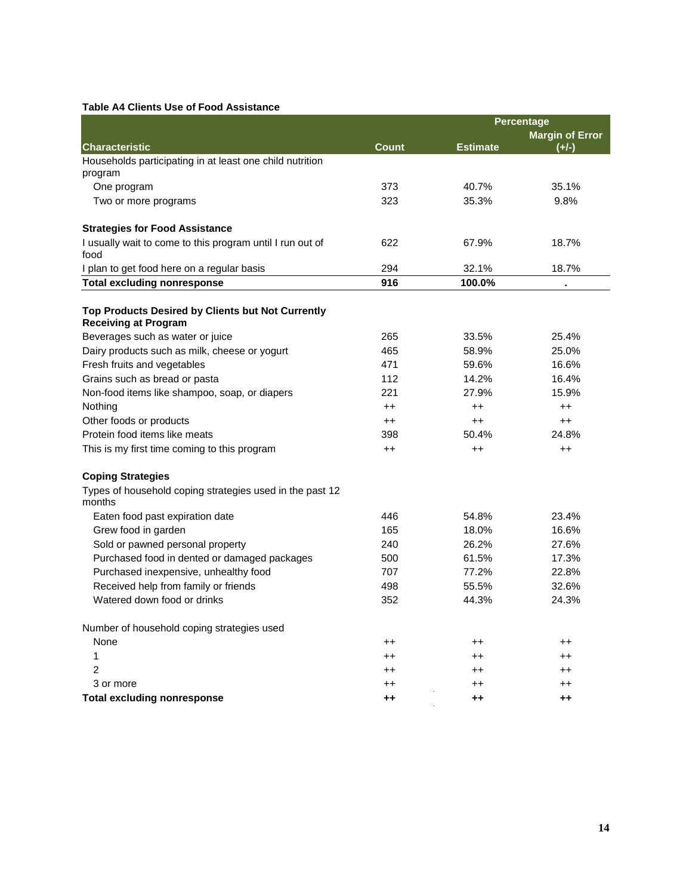**Table A4 Clients Use of Food Assistance**

| Characteristic | Count | Percentage Estimate | Percentage Margin of Error (+/-) |
|---|---|---|---|
| Households participating in at least one child nutrition program | | | |
| One program | 373 | 40.7% | 35.1% |
| Two or more programs | 323 | 35.3% | 9.8% |
| **Strategies for Food Assistance** | | | |
| I usually wait to come to this program until I run out of food | 622 | 67.9% | 18.7% |
| I plan to get food here on a regular basis | 294 | 32.1% | 18.7% |
| **Total excluding nonresponse** | **916** | **100.0%** | **.** |
| **Top Products Desired by Clients but Not Currently Receiving at Program** | | | |
| Beverages such as water or juice | 265 | 33.5% | 25.4% |
| Dairy products such as milk, cheese or yogurt | 465 | 58.9% | 25.0% |
| Fresh fruits and vegetables | 471 | 59.6% | 16.6% |
| Grains such as bread or pasta | 112 | 14.2% | 16.4% |
| Non-food items like shampoo, soap, or diapers | 221 | 27.9% | 15.9% |
| Nothing | ++ | ++ | ++ |
| Other foods or products | ++ | ++ | ++ |
| Protein food items like meats | 398 | 50.4% | 24.8% |
| This is my first time coming to this program | ++ | ++ | ++ |
| **Coping Strategies** | | | |
| Types of household coping strategies used in the past 12 months | | | |
| Eaten food past expiration date | 446 | 54.8% | 23.4% |
| Grew food in garden | 165 | 18.0% | 16.6% |
| Sold or pawned personal property | 240 | 26.2% | 27.6% |
| Purchased food in dented or damaged packages | 500 | 61.5% | 17.3% |
| Purchased inexpensive, unhealthy food | 707 | 77.2% | 22.8% |
| Received help from family or friends | 498 | 55.5% | 32.6% |
| Watered down food or drinks | 352 | 44.3% | 24.3% |
| Number of household coping strategies used | | | |
| None | ++ | ++ | ++ |
| 1 | ++ | ++ | ++ |
| 2 | ++ | ++ | ++ |
| 3 or more | ++ | ++ | ++ |
| **Total excluding nonresponse** | **++** | **++** | **++** |